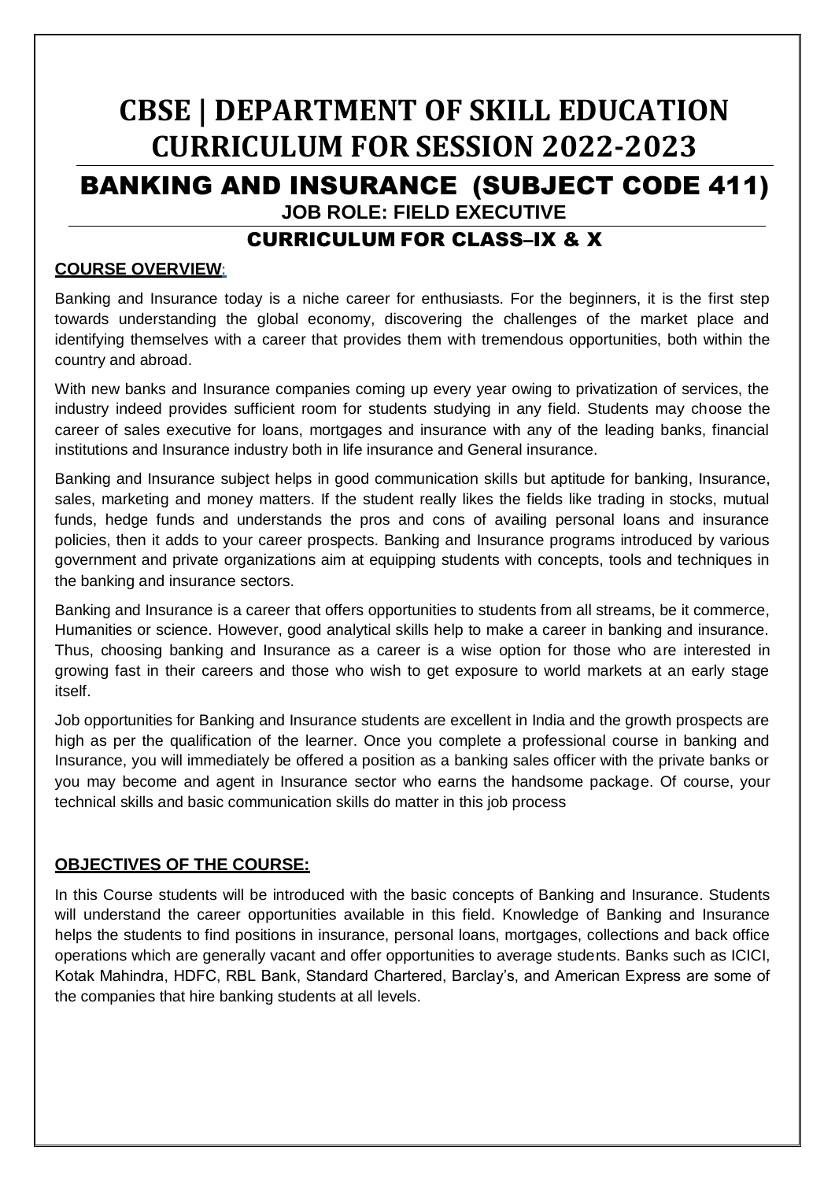# CBSE | DEPARTMENT OF SKILL EDUCATION
# CURRICULUM FOR SESSION 2022-2023

## BANKING AND INSURANCE (SUBJECT CODE 411)

**JOB ROLE: FIELD EXECUTIVE**

## CURRICULUM FOR CLASS–IX & X

**COURSE OVERVIEW:**

Banking and Insurance today is a niche career for enthusiasts. For the beginners, it is the first step towards understanding the global economy, discovering the challenges of the market place and identifying themselves with a career that provides them with tremendous opportunities, both within the country and abroad.

With new banks and Insurance companies coming up every year owing to privatization of services, the industry indeed provides sufficient room for students studying in any field. Students may choose the career of sales executive for loans, mortgages and insurance with any of the leading banks, financial institutions and Insurance industry both in life insurance and General insurance.

Banking and Insurance subject helps in good communication skills but aptitude for banking, Insurance, sales, marketing and money matters. If the student really likes the fields like trading in stocks, mutual funds, hedge funds and understands the pros and cons of availing personal loans and insurance policies, then it adds to your career prospects. Banking and Insurance programs introduced by various government and private organizations aim at equipping students with concepts, tools and techniques in the banking and insurance sectors.

Banking and Insurance is a career that offers opportunities to students from all streams, be it commerce, Humanities or science. However, good analytical skills help to make a career in banking and insurance. Thus, choosing banking and Insurance as a career is a wise option for those who are interested in growing fast in their careers and those who wish to get exposure to world markets at an early stage itself.

Job opportunities for Banking and Insurance students are excellent in India and the growth prospects are high as per the qualification of the learner. Once you complete a professional course in banking and Insurance, you will immediately be offered a position as a banking sales officer with the private banks or you may become and agent in Insurance sector who earns the handsome package. Of course, your technical skills and basic communication skills do matter in this job process

**OBJECTIVES OF THE COURSE:**

In this Course students will be introduced with the basic concepts of Banking and Insurance. Students will understand the career opportunities available in this field. Knowledge of Banking and Insurance helps the students to find positions in insurance, personal loans, mortgages, collections and back office operations which are generally vacant and offer opportunities to average students. Banks such as ICICI, Kotak Mahindra, HDFC, RBL Bank, Standard Chartered, Barclay's, and American Express are some of the companies that hire banking students at all levels.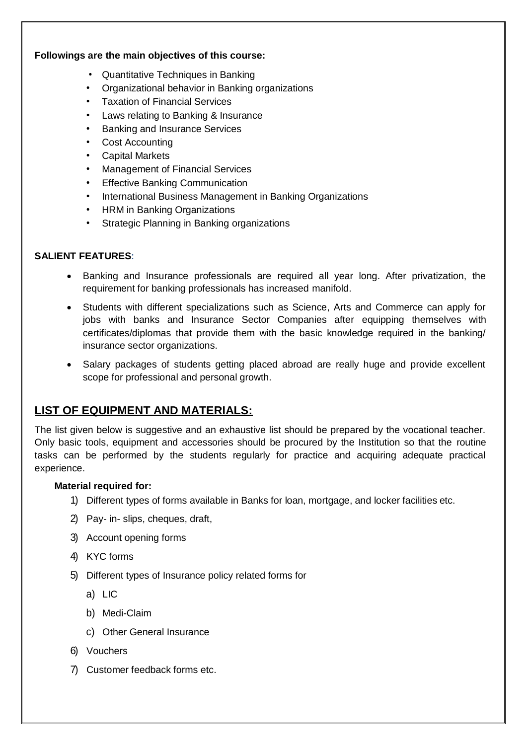**Followings are the main objectives of this course:**

- Quantitative Techniques in Banking
- Organizational behavior in Banking organizations
- Taxation of Financial Services
- Laws relating to Banking & Insurance
- Banking and Insurance Services
- Cost Accounting
- Capital Markets
- Management of Financial Services
- Effective Banking Communication
- International Business Management in Banking Organizations
- HRM in Banking Organizations
- Strategic Planning in Banking organizations

**SALIENT FEATURES**:

- Banking and Insurance professionals are required all year long. After privatization, the requirement for banking professionals has increased manifold.
- Students with different specializations such as Science, Arts and Commerce can apply for jobs with banks and Insurance Sector Companies after equipping themselves with certificates/diplomas that provide them with the basic knowledge required in the banking/ insurance sector organizations.
- Salary packages of students getting placed abroad are really huge and provide excellent scope for professional and personal growth.

## LIST OF EQUIPMENT AND MATERIALS:

The list given below is suggestive and an exhaustive list should be prepared by the vocational teacher. Only basic tools, equipment and accessories should be procured by the Institution so that the routine tasks can be performed by the students regularly for practice and acquiring adequate practical experience.

**Material required for:**

1) Different types of forms available in Banks for loan, mortgage, and locker facilities etc.
2) Pay- in- slips, cheques, draft,
3) Account opening forms
4) KYC forms
5) Different types of Insurance policy related forms for
   a) LIC
   b) Medi-Claim
   c) Other General Insurance
6) Vouchers
7) Customer feedback forms etc.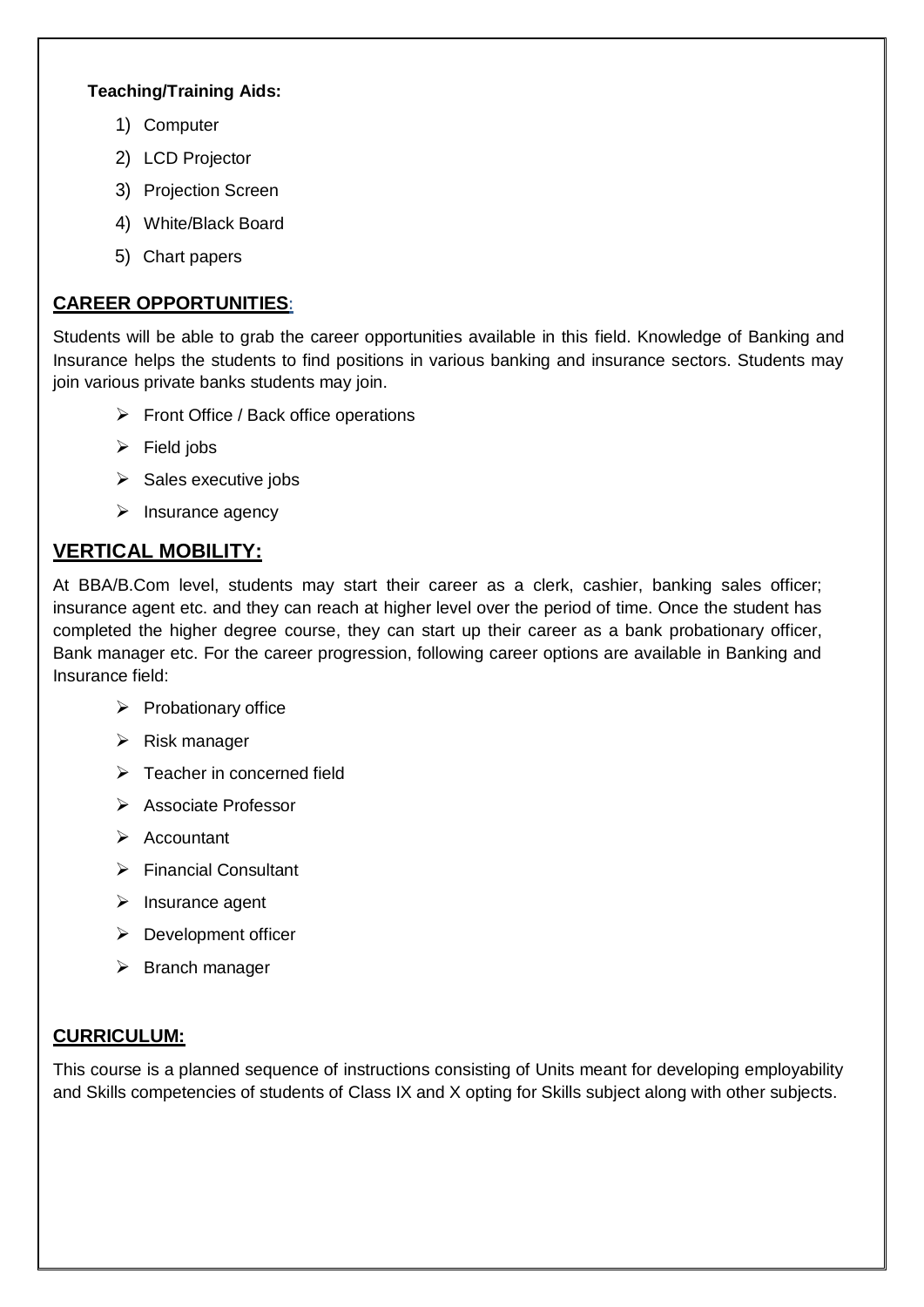**Teaching/Training Aids:**

1) Computer
2) LCD Projector
3) Projection Screen
4) White/Black Board
5) Chart papers

## CAREER OPPORTUNITIES:

Students will be able to grab the career opportunities available in this field. Knowledge of Banking and Insurance helps the students to find positions in various banking and insurance sectors. Students may join various private banks students may join.

- Front Office / Back office operations
- Field jobs
- Sales executive jobs
- Insurance agency

## VERTICAL MOBILITY:

At BBA/B.Com level, students may start their career as a clerk, cashier, banking sales officer; insurance agent etc. and they can reach at higher level over the period of time. Once the student has completed the higher degree course, they can start up their career as a bank probationary officer, Bank manager etc. For the career progression, following career options are available in Banking and Insurance field:

- Probationary office
- Risk manager
- Teacher in concerned field
- Associate Professor
- Accountant
- Financial Consultant
- Insurance agent
- Development officer
- Branch manager

## CURRICULUM:

This course is a planned sequence of instructions consisting of Units meant for developing employability and Skills competencies of students of Class IX and X opting for Skills subject along with other subjects.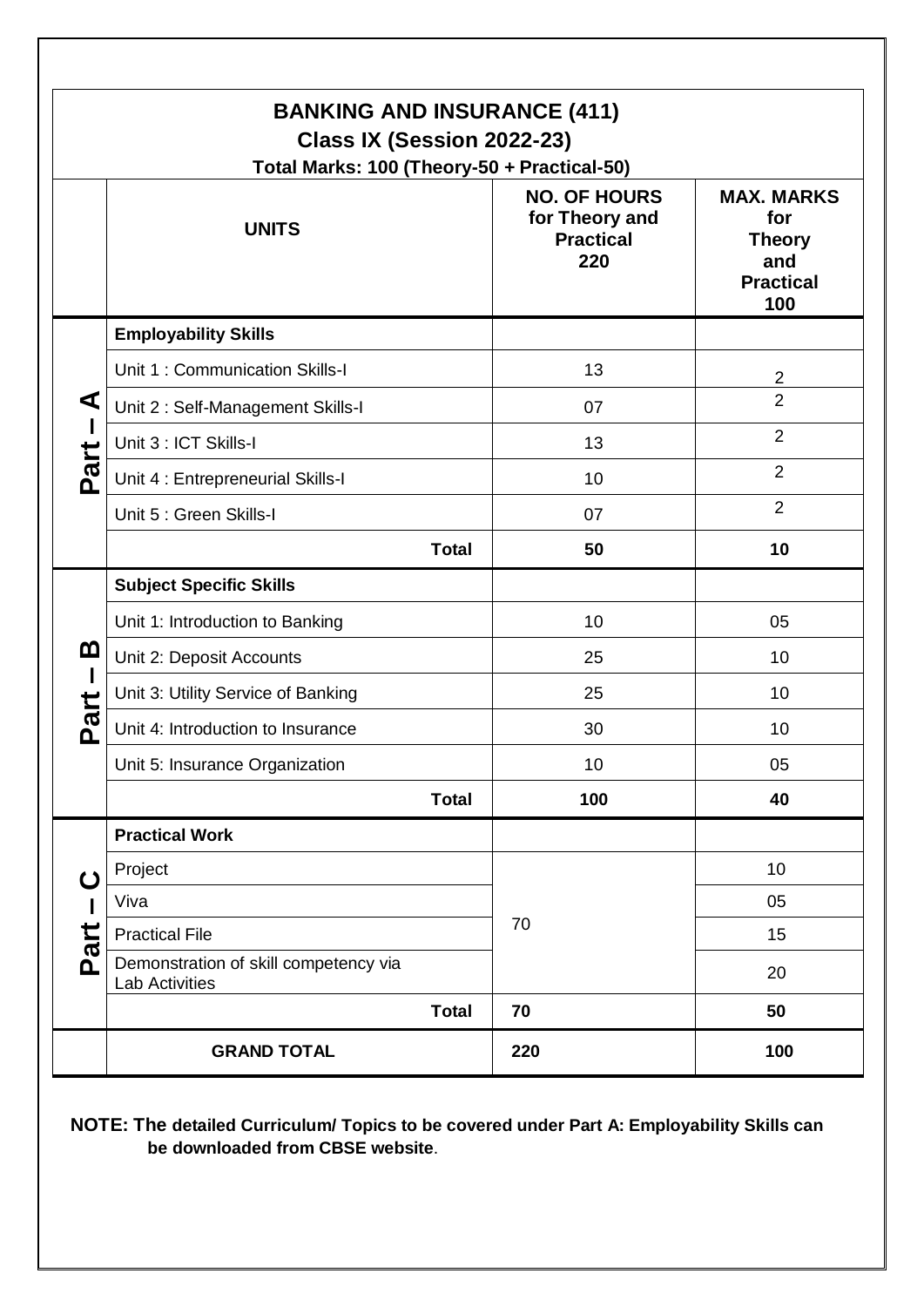# BANKING AND INSURANCE (411)

## Class IX (Session 2022-23)

**Total Marks: 100 (Theory-50 + Practical-50)**

| | UNITS | NO. OF HOURS for Theory and Practical 220 | MAX. MARKS for Theory and Practical 100 |
|---|---|---|---|
| Part – A | **Employability Skills** | | |
| | Unit 1 : Communication Skills-I | 13 | 2 |
| | Unit 2 : Self-Management Skills-I | 07 | 2 |
| | Unit 3 : ICT Skills-I | 13 | 2 |
| | Unit 4 : Entrepreneurial Skills-I | 10 | 2 |
| | Unit 5 : Green Skills-I | 07 | 2 |
| | **Total** | **50** | **10** |
| Part – B | **Subject Specific Skills** | | |
| | Unit 1: Introduction to Banking | 10 | 05 |
| | Unit 2: Deposit Accounts | 25 | 10 |
| | Unit 3: Utility Service of Banking | 25 | 10 |
| | Unit 4: Introduction to Insurance | 30 | 10 |
| | Unit 5: Insurance Organization | 10 | 05 |
| | **Total** | **100** | **40** |
| Part – C | **Practical Work** | | |
| | Project | 70 | 10 |
| | Viva | | 05 |
| | Practical File | | 15 |
| | Demonstration of skill competency via Lab Activities | | 20 |
| | **Total** | **70** | **50** |
| | **GRAND TOTAL** | **220** | **100** |

**NOTE: The detailed Curriculum/ Topics to be covered under Part A: Employability Skills can be downloaded from CBSE website**.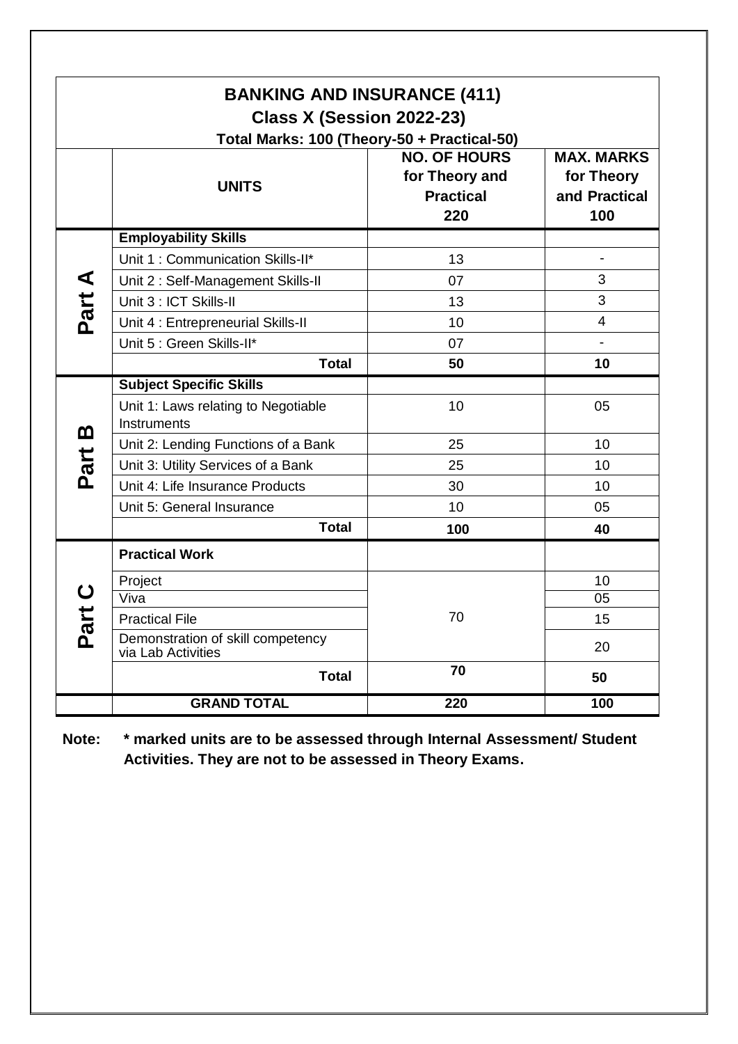| BANKING AND INSURANCE (411) Class X (Session 2022-23) Total Marks: 100 (Theory-50 + Practical-50) | | | |
|---|---|---|---|
| | **UNITS** | **NO. OF HOURS for Theory and Practical 220** | **MAX. MARKS for Theory and Practical 100** |
| **Part A** | **Employability Skills** | | |
| | Unit 1 : Communication Skills-II* | 13 | - |
| | Unit 2 : Self-Management Skills-II | 07 | 3 |
| | Unit 3 : ICT Skills-II | 13 | 3 |
| | Unit 4 : Entrepreneurial Skills-II | 10 | 4 |
| | Unit 5 : Green Skills-II* | 07 | - |
| | **Total** | **50** | **10** |
| **Part B** | **Subject Specific Skills** | | |
| | Unit 1: Laws relating to Negotiable Instruments | 10 | 05 |
| | Unit 2: Lending Functions of a Bank | 25 | 10 |
| | Unit 3: Utility Services of a Bank | 25 | 10 |
| | Unit 4: Life Insurance Products | 30 | 10 |
| | Unit 5: General Insurance | 10 | 05 |
| | **Total** | **100** | **40** |
| **Part C** | **Practical Work** | | |
| | Project | 70 | 10 |
| | Viva | | 05 |
| | Practical File | | 15 |
| | Demonstration of skill competency via Lab Activities | | 20 |
| | **Total** | **70** | **50** |
| | **GRAND TOTAL** | **220** | **100** |

**Note: * marked units are to be assessed through Internal Assessment/ Student Activities. They are not to be assessed in Theory Exams.**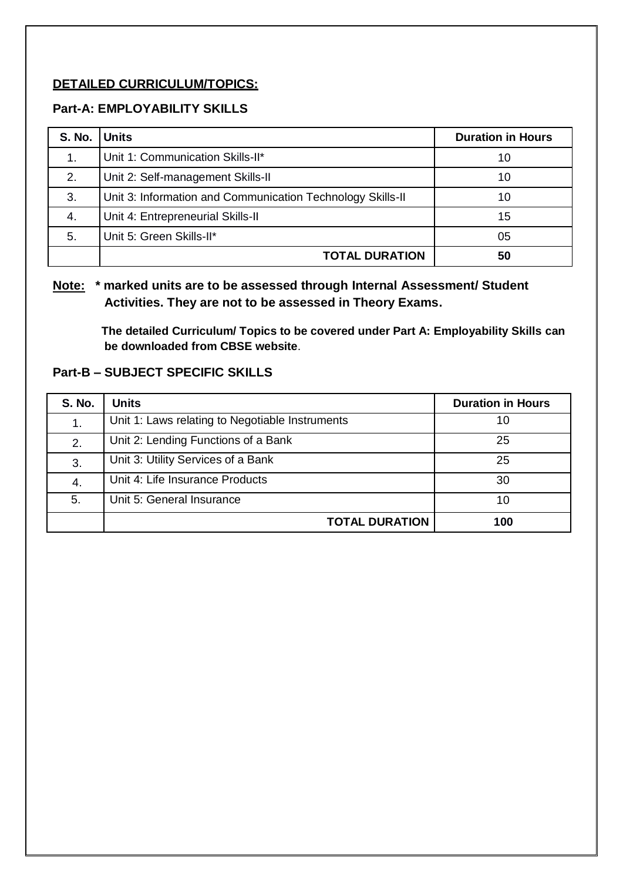**<u>DETAILED CURRICULUM/TOPICS:</u>**

**Part-A: EMPLOYABILITY SKILLS**

| S. No. | Units | Duration in Hours |
|---|---|---|
| 1. | Unit 1: Communication Skills-II* | 10 |
| 2. | Unit 2: Self-management Skills-II | 10 |
| 3. | Unit 3: Information and Communication Technology Skills-II | 10 |
| 4. | Unit 4: Entrepreneurial Skills-II | 15 |
| 5. | Unit 5: Green Skills-II* | 05 |
| | **TOTAL DURATION** | **50** |

**<u>Note:</u> * marked units are to be assessed through Internal Assessment/ Student Activities. They are not to be assessed in Theory Exams.**

**The detailed Curriculum/ Topics to be covered under Part A: Employability Skills can be downloaded from CBSE website**.

**Part-B – SUBJECT SPECIFIC SKILLS**

| S. No. | Units | Duration in Hours |
|---|---|---|
| 1. | Unit 1: Laws relating to Negotiable Instruments | 10 |
| 2. | Unit 2: Lending Functions of a Bank | 25 |
| 3. | Unit 3: Utility Services of a Bank | 25 |
| 4. | Unit 4: Life Insurance Products | 30 |
| 5. | Unit 5: General Insurance | 10 |
| | **TOTAL DURATION** | **100** |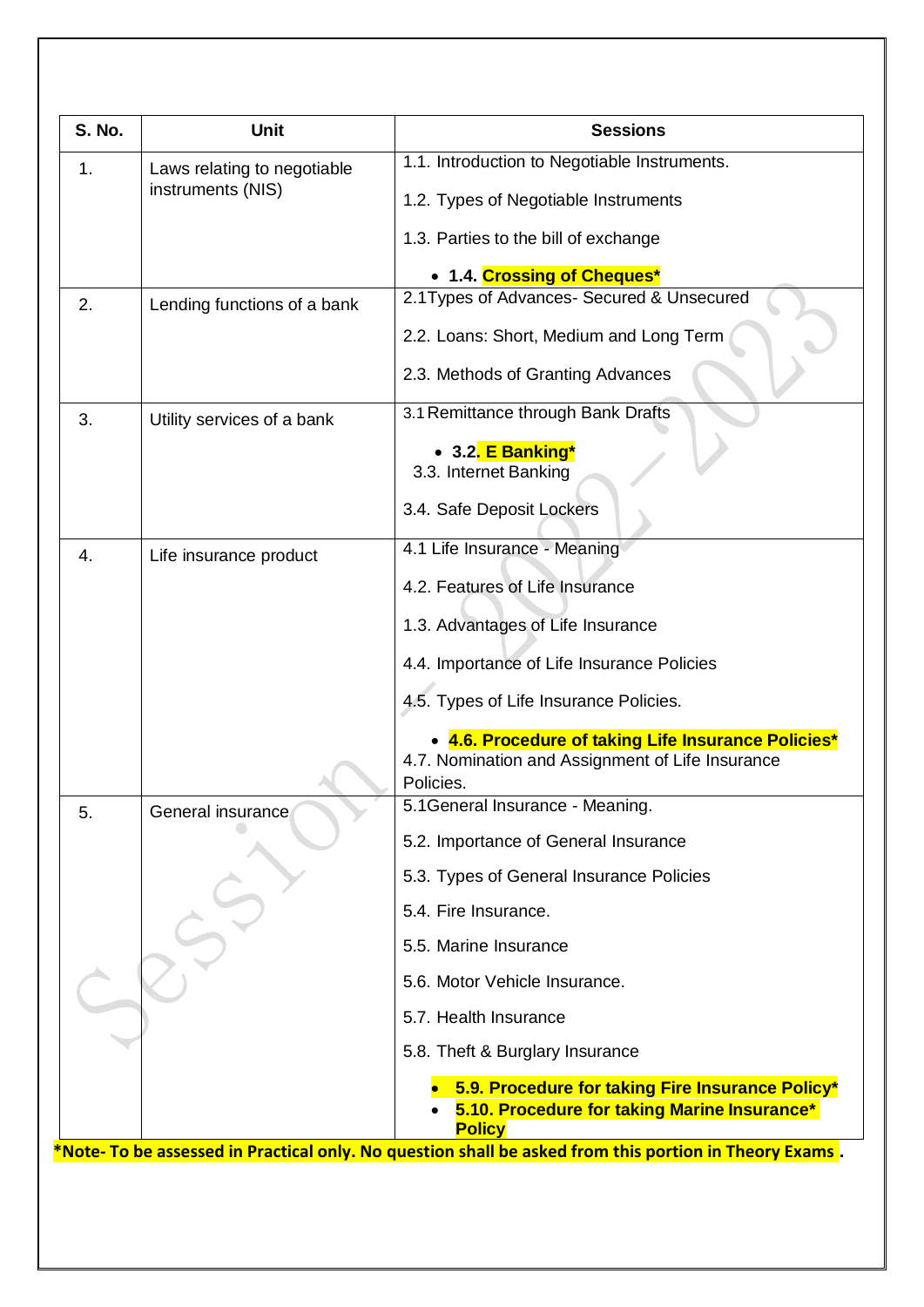| S. No. | Unit | Sessions |
|---|---|---|
| 1. | Laws relating to negotiable instruments (NIS) | 1.1. Introduction to Negotiable Instruments.<br>1.2. Types of Negotiable Instruments<br>1.3. Parties to the bill of exchange<br>• **1.4. Crossing of Cheques***  |
| 2. | Lending functions of a bank | 2.1Types of Advances- Secured & Unsecured<br>2.2. Loans: Short, Medium and Long Term<br>2.3. Methods of Granting Advances |
| 3. | Utility services of a bank | 3.1 Remittance through Bank Drafts<br>• **3.2. E Banking***<br>3.3. Internet Banking<br>3.4. Safe Deposit Lockers |
| 4. | Life insurance product | 4.1 Life Insurance - Meaning<br>4.2. Features of Life Insurance<br>1.3. Advantages of Life Insurance<br>4.4. Importance of Life Insurance Policies<br>4.5. Types of Life Insurance Policies.<br>• **4.6. Procedure of taking Life Insurance Policies***<br>4.7. Nomination and Assignment of Life Insurance Policies. |
| 5. | General insurance | 5.1General Insurance - Meaning.<br>5.2. Importance of General Insurance<br>5.3. Types of General Insurance Policies<br>5.4. Fire Insurance.<br>5.5. Marine Insurance<br>5.6. Motor Vehicle Insurance.<br>5.7. Health Insurance<br>5.8. Theft & Burglary Insurance<br>• **5.9. Procedure for taking Fire Insurance Policy***<br>• **5.10. Procedure for taking Marine Insurance* Policy** |

***Note- To be assessed in Practical only. No question shall be asked from this portion in Theory Exams .**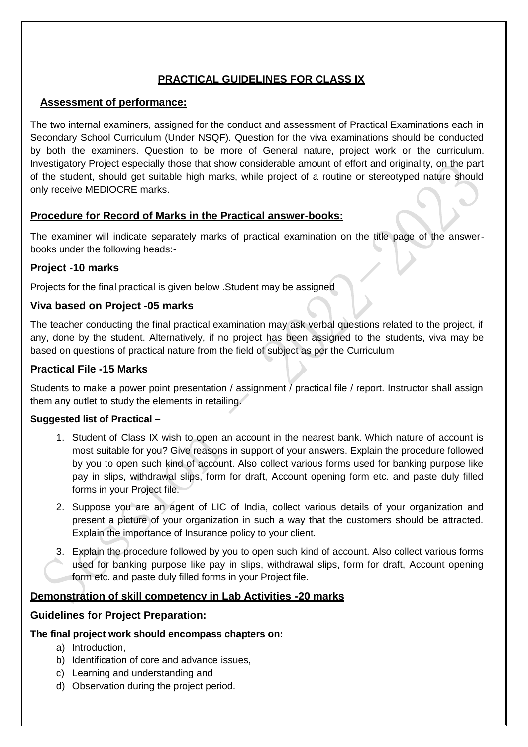## PRACTICAL GUIDELINES FOR CLASS IX

### Assessment of performance:

The two internal examiners, assigned for the conduct and assessment of Practical Examinations each in Secondary School Curriculum (Under NSQF). Question for the viva examinations should be conducted by both the examiners. Question to be more of General nature, project work or the curriculum. Investigatory Project especially those that show considerable amount of effort and originality, on the part of the student, should get suitable high marks, while project of a routine or stereotyped nature should only receive MEDIOCRE marks.

### Procedure for Record of Marks in the Practical answer-books:

The examiner will indicate separately marks of practical examination on the title page of the answer-books under the following heads:-

### Project -10 marks

Projects for the final practical is given below .Student may be assigned

### Viva based on Project -05 marks

The teacher conducting the final practical examination may ask verbal questions related to the project, if any, done by the student. Alternatively, if no project has been assigned to the students, viva may be based on questions of practical nature from the field of subject as per the Curriculum

### Practical File -15 Marks

Students to make a power point presentation / assignment / practical file / report. Instructor shall assign them any outlet to study the elements in retailing.

**Suggested list of Practical –**

1. Student of Class IX wish to open an account in the nearest bank. Which nature of account is most suitable for you? Give reasons in support of your answers. Explain the procedure followed by you to open such kind of account. Also collect various forms used for banking purpose like pay in slips, withdrawal slips, form for draft, Account opening form etc. and paste duly filled forms in your Project file.
2. Suppose you are an agent of LIC of India, collect various details of your organization and present a picture of your organization in such a way that the customers should be attracted. Explain the importance of Insurance policy to your client.
3. Explain the procedure followed by you to open such kind of account. Also collect various forms used for banking purpose like pay in slips, withdrawal slips, form for draft, Account opening form etc. and paste duly filled forms in your Project file.

### Demonstration of skill competency in Lab Activities -20 marks

### Guidelines for Project Preparation:

**The final project work should encompass chapters on:**

a) Introduction,
b) Identification of core and advance issues,
c) Learning and understanding and
d) Observation during the project period.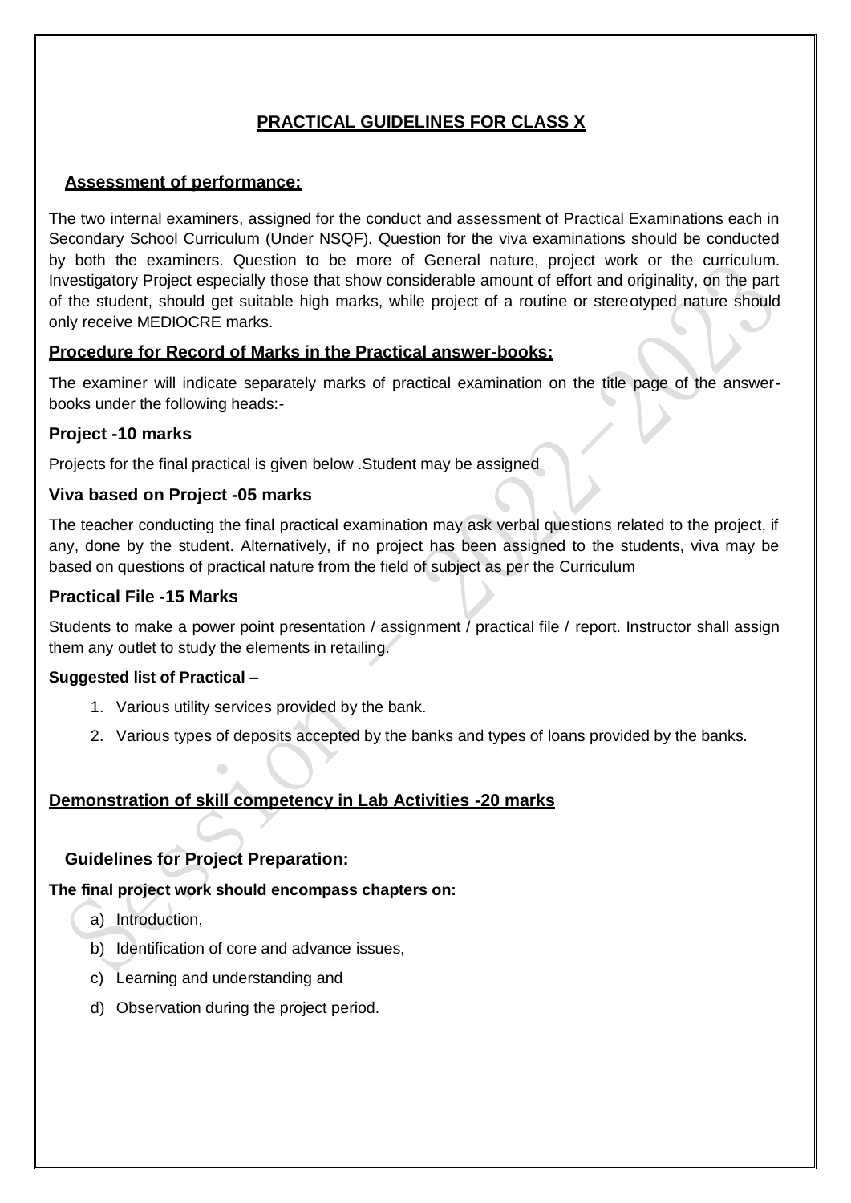# PRACTICAL GUIDELINES FOR CLASS X

## Assessment of performance:

The two internal examiners, assigned for the conduct and assessment of Practical Examinations each in Secondary School Curriculum (Under NSQF). Question for the viva examinations should be conducted by both the examiners. Question to be more of General nature, project work or the curriculum. Investigatory Project especially those that show considerable amount of effort and originality, on the part of the student, should get suitable high marks, while project of a routine or stereotyped nature should only receive MEDIOCRE marks.

## Procedure for Record of Marks in the Practical answer-books:

The examiner will indicate separately marks of practical examination on the title page of the answer-books under the following heads:-

### Project -10 marks

Projects for the final practical is given below .Student may be assigned

### Viva based on Project -05 marks

The teacher conducting the final practical examination may ask verbal questions related to the project, if any, done by the student. Alternatively, if no project has been assigned to the students, viva may be based on questions of practical nature from the field of subject as per the Curriculum

### Practical File -15 Marks

Students to make a power point presentation / assignment / practical file / report. Instructor shall assign them any outlet to study the elements in retailing.

**Suggested list of Practical –**

1. Various utility services provided by the bank.
2. Various types of deposits accepted by the banks and types of loans provided by the banks.

## Demonstration of skill competency in Lab Activities -20 marks

### Guidelines for Project Preparation:

**The final project work should encompass chapters on:**

a) Introduction,
b) Identification of core and advance issues,
c) Learning and understanding and
d) Observation during the project period.